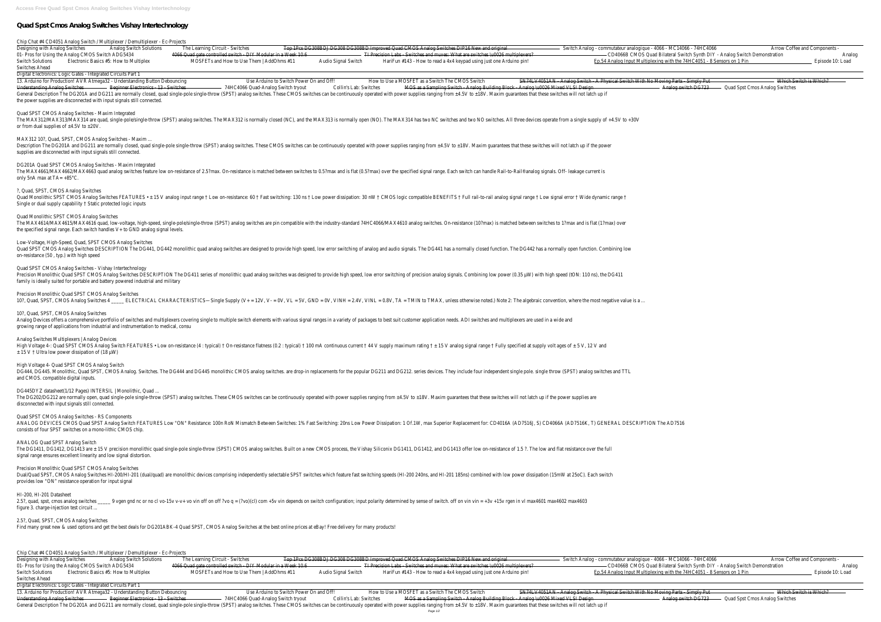# Quad Spst Cmos Analog Switches Vishay Intertechnology

Chip Chat #4 CD4051 Analog Switch / Multiplexer / Demultiplexer - Ec-Projects

Designing with Analog Switches Analog Switch Solutions The Learning Circuit - Switches Top 1Pcs DG308BDJ DG308 DG308BD Improved Quad CMOS Analog Switches DIP16 New and original Switch Analog - commutateur analogique - 4066 - MC14066 - 74HC4066 Arrow Coffee and Components - 01- Pros for Using the Analog CMOS Switch ADG5434 4066 Quad gate controlled switch - DIY Modular in a Week 10.6 TI Precision Labs - Switches and muxes: What are switches \u0026 multiplexers? CD4066B CMOS Quad Bilateral Switch Synth DIY - Analog Switch Demonstration Analog Switch Solutions Electronic Basics #5: How to Multiplex MOSFETs and How to Use Them | AddOhms #11 Audio Signal Switch HariFun #143 - How to read a 4x4 keypad using just one Arduino pin! Ep.54 Analog Input Multiplexing with the 74HC4051 - 8 Sensors on 1 Pin Episode 10: Load Switches Ahead

Digital Electronics: Logic Gates - Integrated Circuits Part 1

13. Arduino for Production! AVR Atmega32 - Understanding Button Debouncing Use Arduino to Switch Power On and Off! How to Use a MOSFET as a Switch The CMOS Switch SN74LV4051AN - Analog Switch - A Physical Switch With No Moving Parts - Simply Put Which Switch is Which? Understanding Analog Switches Beginner Electronics - 13 - Switches 74HC4066 Quad-Analog Switch tryout Collin's Lab: Switches MOS as a Sampling Switch - Analog Building Block - Analog \u0026 Mixed VLSI Design Analog switch DG723 Quad Spst Cmos Analog Switches

General Description The DG201A and DG211 are normally closed, quad single-pole single-throw (SPST) analog switches. These CMOS switches can be continuously operated with power supplies ranging from ±4.5V to ±18V. Maxim guarantees that these switches will not latch up if the power supplies are disconnected with input signals still connected.

Quad SPST CMOS Analog Switches - Maxim Integrated

The MAX312/MAX313/MAX314 are quad, single-pole/single-throw (SPST) analog switches. The MAX312 is normally closed (NC), and the MAX313 is normally open (NO). The MAX314 has two NC switches and two NO switches. All three devices operate from a single supply of +4.5V to +30V or from dual supplies of ±4.5V to ±20V.

MAX312 10?, Quad, SPST, CMOS Analog Switches - Maxim ...

Description The DG201A and DG211 are normally closed, quad single-pole single-throw (SPST) analog switches. These CMOS switches can be continuously operated with power supplies ranging from ±4.5V to ±18V. Maxim guarantees that these switches will not latch up if the power supplies are disconnected with input signals still connected.

DG201A Quad SPST CMOS Analog Switches - Maxim Integrated

The MAX4661/MAX4662/MAX4663 quad analog switches feature low on-resistance of 2.5?max. On-resistance is matched between switches to 0.5?max and is flat (0.5?max) over the specified signal range. Each switch can handle Rail-to-Rail®analog signals. Off- leakage current is only 5nA max at TA= +85°C.

?, Quad, SPST, CMOS Analog Switches

Quad Monolithic SPST CMOS Analog Switches FEATURES • ± 15 V analog input range † Low on-resistance: 60 † Fast switching: 130 ns † Low power dissipation: 30 nW † CMOS logic compatible BENEFITS † Full rail-to-rail analog signal range † Low signal error † Wide dynamic range † Single or dual supply capability † Static protected logic inputs

Quad Monolithic SPST CMOS Analog Switches

The MAX4614/MAX4615/MAX4616 quad, low-voltage, high-speed, single-pole/single-throw (SPST) analog switches are pin compatible with the industry-standard 74HC4066/MAX4610 analog switches. On-resistance (10?max) is matched between switches to 1?max and is flat (1?max) over the specified signal range. Each switch handles V+ to GND analog signal levels.

Low-Voltage, High-Speed, Quad, SPST CMOS Analog Switches

Quad SPST CMOS Analog Switches DESCRIPTION The DG441, DG442 monolithic quad analog switches are designed to provide high speed, low error switching of analog and audio signals. The DG441 has a normally closed function. The DG442 has a normally open function. Combining low on-resistance (50 , typ.) with high speed

Quad SPST CMOS Analog Switches - Vishay Intertechnology

Precision Monolithic Quad SPST CMOS Analog Switches DESCRIPTION The DG411 series of monolithic quad analog switches was designed to provide high speed, low error switching of precision analog signals. Combining low power (0.35 µW) with high speed (tON: 110 ns), the DG411 family is ideally suited for portable and battery powered industrial and military

Precision Monolithic Quad SPST CMOS Analog Switches

10?, Quad, SPST, CMOS Analog Switches 4 _____ ELECTRICAL CHARACTERISTICS—Single Supply (V+ = 12V, V- = 0V, VL = 5V, GND = 0V, VINH = 2.4V, VINL = 0.8V, TA = TMIN to TMAX, unless otherwise noted.) Note 2: The algebraic convention, where the most negative value is a ...

10?, Quad, SPST, CMOS Analog Switches

Analog Devices offers a comprehensive portfolio of switches and multiplexers covering single to multiple switch elements with various signal ranges in a variety of packages to best suit customer application needs. ADI switches and multiplexers are used in a wide and growing range of applications from industrial and instrumentation to medical, consu

Analog Switches Multiplexers | Analog Devices

High Voltage 4-: Quad SPST CMOS Analog Switch FEATURES • Low on-resistance (4 : typical) † On-resistance flatness (0.2 : typical) † 100 mA continuous current † 44 V supply maximum rating † ± 15 V analog signal range † Fully specified at supply volt ages of ± 5 V, 12 V and ± 15 V † Ultra low power dissipation of (18 µW)

High Voltage 4- Quad SPST CMOS Analog Switch

DG444, DG445. Monolithic, Quad SPST, CMOS Analog. Switches. The DG444 and DG445 monolithic CMOS analog switches. are drop-in replacements for the popular DG211 and DG212. series devices. They include four independent single pole. single throw (SPST) analog switches and TTL and CMOS. compatible digital inputs.

DG445DYZ datasheet(1/12 Pages) INTERSIL | Monolithic, Quad ...

The DG202/DG212 are normally open, quad single-pole single-throw (SPST) analog switches. These CMOS switches can be continuously operated with power supplies ranging from ±4.5V to ±18V. Maxim guarantees that these switches will not latch up if the power supplies are disconnected with input signals still connected.

Quad SPST CMOS Analog Switches - RS Components

ANALOG DEVICES CMOS Quad SPST Analog Switch FEATURES Low "ON" Resistance: 100n RoN Mismatch Between Switches: 1% Fast Switching: 20ns Low Power Dissipation: 1 Of.1W, max Superior Replacement for: CD4016A (AD7516J, S) CD4066A (AD7516K, T) GENERAL DESCRIPTION The AD7516 consists of four SPST switches on a mono-lithic CMOS chip.

ANALOG Quad SPST Analog Switch

The DG1411, DG1412, DG1413 are ± 15 V precision monolithic quad single-pole single-throw (SPST) CMOS analog switches. Built on a new CMOS process, the Vishay Siliconix DG1411, DG1412, and DG1413 offer low on-resistance of 1.5 ?. The low and flat resistance over the full signal range ensures excellent linearity and low signal distortion.

Precision Monolithic Quad SPST CMOS Analog Switches

Dual/Quad SPST, CMOS Analog Switches HI-200/HI-201 (dual/quad) are monolithic devices comprising independently selectable SPST switches which feature fast switching speeds (HI-200 240ns, and HI-201 185ns) combined with low power dissipation (15mW at 25oC). Each switch provides low "ON" resistance operation for input signal

HI-200, HI-201 Datasheet

2.5?, quad, spst, cmos analog switches _____ 9 vgen gnd nc or no cl vo-15v v-v+ vo vin off on off ?vo q = (?vo)(cl) com +5v vin depends on switch configuration; input polarity determined by sense of switch. off on vin vin = +3v +15v rgen in vl max4601 max4602 max4603 figure 3. charge-injection test circuit ...

2.5?, Quad, SPST, CMOS Analog Switches

Find many great new & used options and get the best deals for DG201ABK-4 Quad SPST, CMOS Analog Switches at the best online prices at eBay! Free delivery for many products!

Chip Chat #4 CD4051 Analog Switch / Multiplexer / Demultiplexer - Ec-Projects

Designing with Analog Switches Analog Switch Solutions The Learning Circuit - Switches Top 1Pcs DG308BDJ DG308 DG308BD Improved Quad CMOS Analog Switches DIP16 New and original Switch Analog - commutateur analogique - 4066 - MC14066 - 74HC4066 Arrow Coffee and Components - 01- Pros for Using the Analog CMOS Switch ADG5434 4066 Quad gate controlled switch - DIY Modular in a Week 10.6 TI Precision Labs - Switches and muxes: What are switches \u0026 multiplexers? CD4066B CMOS Quad Bilateral Switch Synth DIY - Analog Switch Demonstration Analog Switch Solutions Electronic Basics #5: How to Multiplex MOSFETs and How to Use Them | AddOhms #11 Audio Signal Switch HariFun #143 - How to read a 4x4 keypad using just one Arduino pin! Ep.54 Analog Input Multiplexing with the 74HC4051 - 8 Sensors on 1 Pin Episode 10: Load Switches Ahead

Digital Electronics: Logic Gates - Integrated Circuits Part 1

13. Arduino for Production! AVR Atmega32 - Understanding Button Debouncing Use Arduino to Switch Power On and Off! How to Use a MOSFET as a Switch The CMOS Switch SN74LV4051AN - Analog Switch - A Physical Switch With No Moving Parts - Simply Put Which Switch is Which? Understanding Analog Switches Beginner Electronics - 13 - Switches 74HC4066 Quad-Analog Switch tryout Collin's Lab: Switches MOS as a Sampling Switch - Analog Building Block - Analog \u0026 Mixed VLSI Design Analog switch DG723 Quad Spst Cmos Analog Switches

General Description The DG201A and DG211 are normally closed, quad single-pole single-throw (SPST) analog switches. These CMOS switches can be continuously operated with power supplies ranging from ±4.5V to ±18V. Maxim guarantees that these switches will not latch up if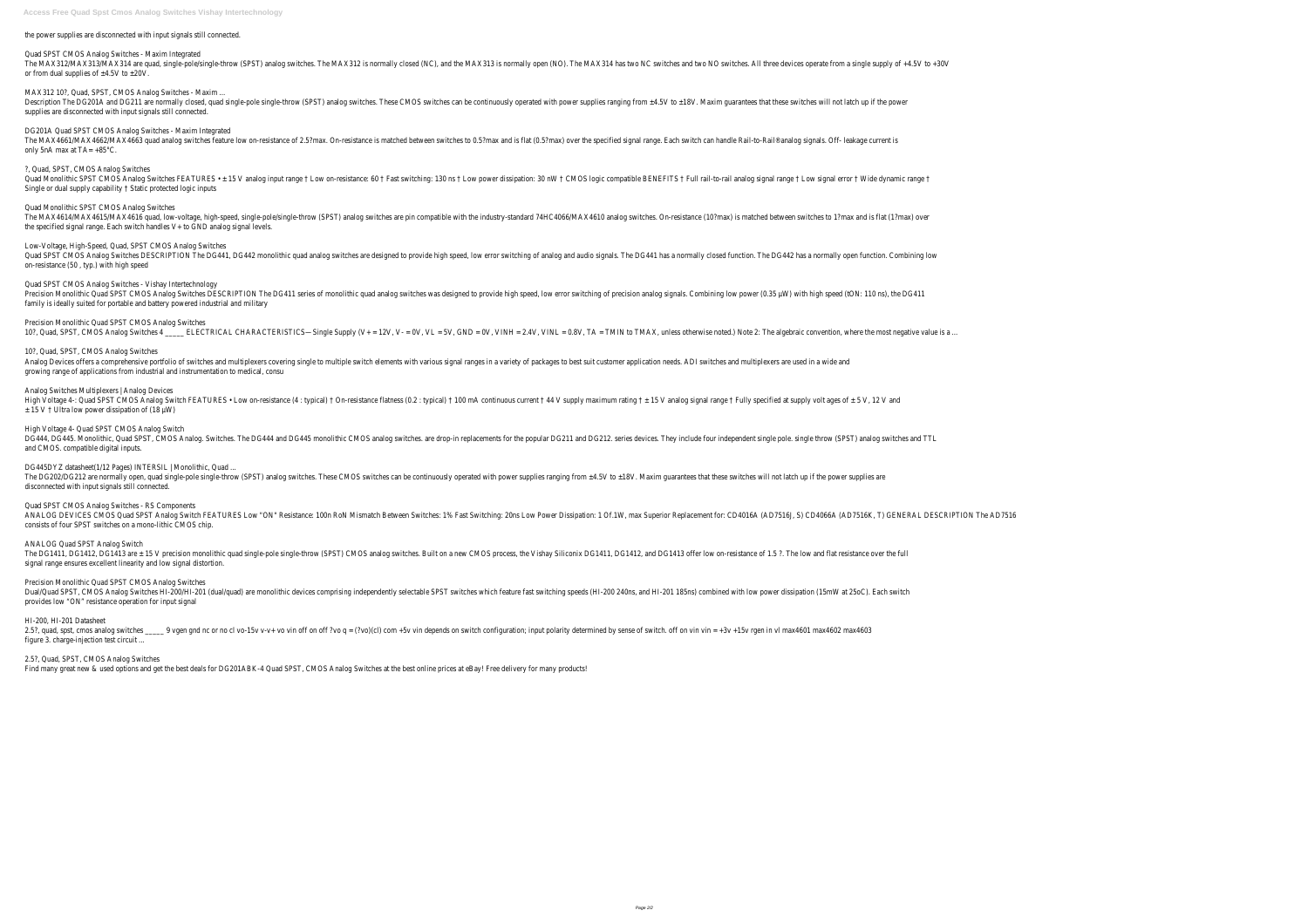the power supplies are disconnected with input signals still connected.

Quad SPST CMOS Analog Switches - Maxim Integrated

The MAX312/MAX313/MAX314 are quad, single-pole/single-throw (SPST) analog switches. The MAX312 is normally closed (NC), and the MAX313 is normally open (NO). The MAX314 has two NC switches and two NO switches. All three devices operate from a single supply of +4.5V to +30V or from dual supplies of ±4.5V to ±20V.

MAX312 10?, Quad, SPST, CMOS Analog Switches - Maxim ...

Description The DG201A and DG211 are normally closed, quad single-pole single-throw (SPST) analog switches. These CMOS switches can be continuously operated with power supplies ranging from ±4.5V to ±18V. Maxim guarantees that these switches will not latch up if the power supplies are disconnected with input signals still connected.

DG201A Quad SPST CMOS Analog Switches - Maxim Integrated

The MAX4661/MAX4662/MAX4663 quad analog switches feature low on-resistance of 2.5?max. On-resistance is matched between switches to 0.5?max and is flat (0.5?max) over the specified signal range. Each switch can handle Rail-to-Rail®analog signals. Off- leakage current is only 5nA max at TA= +85°C.

?, Quad, SPST, CMOS Analog Switches

Quad Monolithic SPST CMOS Analog Switches FEATURES • ± 15 V analog input range † Low on-resistance: 60 † Fast switching: 130 ns † Low power dissipation: 30 nW † CMOS logic compatible BENEFITS † Full rail-to-rail analog signal range † Low signal error † Wide dynamic range † Single or dual supply capability † Static protected logic inputs

Quad Monolithic SPST CMOS Analog Switches

The MAX4614/MAX4615/MAX4616 quad, low-voltage, high-speed, single-pole/single-throw (SPST) analog switches are pin compatible with the industry-standard 74HC4066/MAX4610 analog switches. On-resistance (10?max) is matched between switches to 1?max and is flat (1?max) over the specified signal range. Each switch handles V+ to GND analog signal levels.

Low-Voltage, High-Speed, Quad, SPST CMOS Analog Switches

Quad SPST CMOS Analog Switches DESCRIPTION The DG441, DG442 monolithic quad analog switches are designed to provide high speed, low error switching of analog and audio signals. The DG441 has a normally closed function. The DG442 has a normally open function. Combining low on-resistance (50 , typ.) with high speed

Quad SPST CMOS Analog Switches - Vishay Intertechnology

Precision Monolithic Quad SPST CMOS Analog Switches DESCRIPTION The DG411 series of monolithic quad analog switches was designed to provide high speed, low error switching of precision analog signals. Combining low power (0.35 µW) with high speed (tON: 110 ns), the DG411 family is ideally suited for portable and battery powered industrial and military

Precision Monolithic Quad SPST CMOS Analog Switches

10?, Quad, SPST, CMOS Analog Switches 4 _____ ELECTRICAL CHARACTERISTICS—Single Supply (V+ = 12V, V- = 0V, VL = 5V, GND = 0V, VINH = 2.4V, VINL = 0.8V, TA = TMIN to TMAX, unless otherwise noted.) Note 2: The algebraic convention, where the most negative value is a ...

10?, Quad, SPST, CMOS Analog Switches

Analog Devices offers a comprehensive portfolio of switches and multiplexers covering single to multiple switch elements with various signal ranges in a variety of packages to best suit customer application needs. ADI switches and multiplexers are used in a wide and growing range of applications from industrial and instrumentation to medical, consu

Analog Switches Multiplexers | Analog Devices

High Voltage 4-: Quad SPST CMOS Analog Switch FEATURES • Low on-resistance (4 : typical) † On-resistance flatness (0.2 : typical) † 100 mA continuous current † 44 V supply maximum rating † ± 15 V analog signal range † Fully specified at supply volt ages of ± 5 V, 12 V and ± 15 V † Ultra low power dissipation of (18 µW)

High Voltage 4- Quad SPST CMOS Analog Switch

DG444, DG445. Monolithic, Quad SPST, CMOS Analog. Switches. The DG444 and DG445 monolithic CMOS analog switches. are drop-in replacements for the popular DG211 and DG212. series devices. They include four independent single pole. single throw (SPST) analog switches and TTL and CMOS. compatible digital inputs.

DG445DYZ datasheet(1/12 Pages) INTERSIL | Monolithic, Quad ...

The DG202/DG212 are normally open, quad single-pole single-throw (SPST) analog switches. These CMOS switches can be continuously operated with power supplies ranging from ±4.5V to ±18V. Maxim guarantees that these switches will not latch up if the power supplies are disconnected with input signals still connected.

Quad SPST CMOS Analog Switches - RS Components

ANALOG DEVICES CMOS Quad SPST Analog Switch FEATURES Low "ON" Resistance: 100n RoN Mismatch Between Switches: 1% Fast Switching: 20ns Low Power Dissipation: 1 Of.1W, max Superior Replacement for: CD4016A (AD7516J, S) CD4066A (AD7516K, T) GENERAL DESCRIPTION The AD7516 consists of four SPST switches on a mono-lithic CMOS chip.

ANALOG Quad SPST Analog Switch

The DG1411, DG1412, DG1413 are ± 15 V precision monolithic quad single-pole single-throw (SPST) CMOS analog switches. Built on a new CMOS process, the Vishay Siliconix DG1411, DG1412, and DG1413 offer low on-resistance of 1.5 ?. The low and flat resistance over the full signal range ensures excellent linearity and low signal distortion.

Precision Monolithic Quad SPST CMOS Analog Switches

Dual/Quad SPST, CMOS Analog Switches HI-200/HI-201 (dual/quad) are monolithic devices comprising independently selectable SPST switches which feature fast switching speeds (HI-200 240ns, and HI-201 185ns) combined with low power dissipation (15mW at 25oC). Each switch provides low "ON" resistance operation for input signal

HI-200, HI-201 Datasheet

2.5?, quad, spst, cmos analog switches _____ 9 vgen gnd nc or no cl vo-15v v-v+ vo vin off on off ?vo q = (?vo)(cl) com +5v vin depends on switch configuration; input polarity determined by sense of switch. off on vin vin = +3v +15v rgen in vl max4601 max4602 max4603 figure 3. charge-injection test circuit ...

2.5?, Quad, SPST, CMOS Analog Switches

Find many great new & used options and get the best deals for DG201ABK-4 Quad SPST, CMOS Analog Switches at the best online prices at eBay! Free delivery for many products!